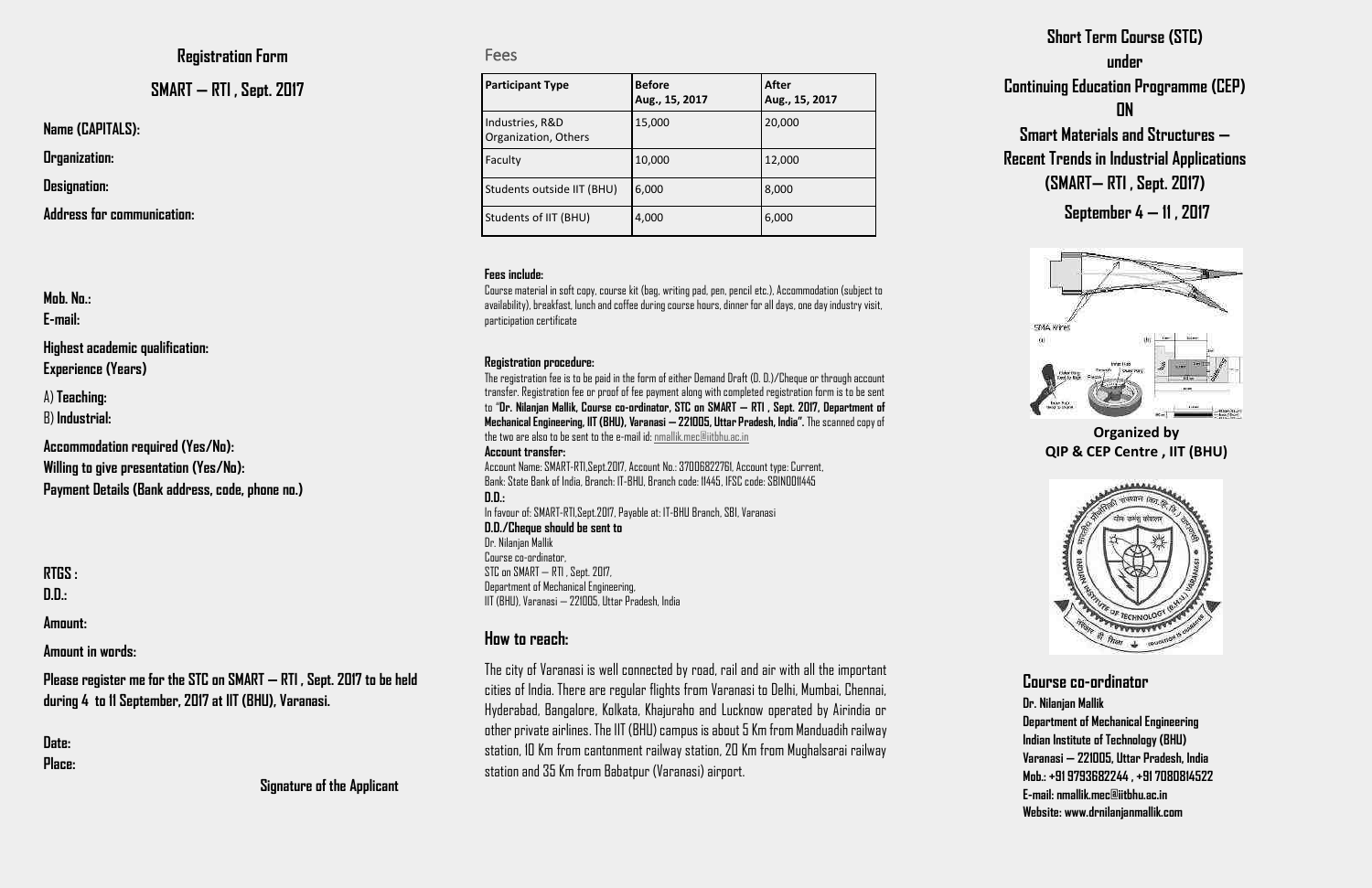## Registration Form

## SMART — RTI , Sept. 2017

**Name (CAPITALS):**

**Organization:**

**Designation:**

**Address for communication:**

**Mob. No.:**

**E-mail:**

**Highest academic qualification:**

**Experience (Years)**

A) **Teaching:**

B) **Industrial:**

**Accommodation required (Yes/No):**

**Willing to give presentation (Yes/No):**

**Payment Details (Bank address, code, phone no.)**

**RTGS :**

**D.D.:**

**Amount:**

**Amount in words:**

**Please register me for the STC on SMART — RTI , Sept. 2017 to be held during 4 to 11 September, 2017 at IIT (BHU), Varanasi.**

**Date:**

**Place:**

**Signature of the Applicant**

## Fees

| Participant Type | Before Aug., 15, 2017 | After Aug., 15, 2017 |
|---|---|---|
| Industries, R&D Organization, Others | 15,000 | 20,000 |
| Faculty | 10,000 | 12,000 |
| Students outside IIT (BHU) | 6,000 | 8,000 |
| Students of IIT (BHU) | 4,000 | 6,000 |

**Fees include:**

Course material in soft copy, course kit (bag, writing pad, pen, pencil etc.), Accommodation (subject to availability), breakfast, lunch and coffee during course hours, dinner for all days, one day industry visit, participation certificate

**Registration procedure:**

The registration fee is to be paid in the form of either Demand Draft (D. D.)/Cheque or through account transfer. Registration fee or proof of fee payment along with completed registration form is to be sent to "**Dr. Nilanjan Mallik, Course co-ordinator, STC on SMART — RTI , Sept. 2017, Department of Mechanical Engineering, IIT (BHU), Varanasi — 221005, Uttar Pradesh, India".** The scanned copy of the two are also to be sent to the e-mail id: nmallik.mec@iitbhu.ac.in

**Account transfer:**

Account Name: SMART-RTI,Sept.2017, Account No.: 37006822761, Account type: Current, Bank: State Bank of India, Branch: IT-BHU, Branch code: 11445, IFSC code: SBIN0011445

**D.D.:**

In favour of: SMART-RTI,Sept.2017, Payable at: IT-BHU Branch, SBI, Varanasi

**D.D./Cheque should be sent to**

Dr. Nilanjan Mallik
Course co-ordinator,
STC on SMART — RTI , Sept. 2017,
Department of Mechanical Engineering,
IIT (BHU), Varanasi — 221005, Uttar Pradesh, India

## How to reach:

The city of Varanasi is well connected by road, rail and air with all the important cities of India. There are regular flights from Varanasi to Delhi, Mumbai, Chennai, Hyderabad, Bangalore, Kolkata, Khajuraho and Lucknow operated by Airindia or other private airlines. The IIT (BHU) campus is about 5 Km from Manduadih railway station, 10 Km from cantonment railway station, 20 Km from Mughalsarai railway station and 35 Km from Babatpur (Varanasi) airport.

# Short Term Course (STC) under Continuing Education Programme (CEP) ON Smart Materials and Structures — Recent Trends in Industrial Applications (SMART— RTI , Sept. 2017)

**September 4 — 11 , 2017**

**Organized by**
**QIP & CEP Centre , IIT (BHU)**

## Course co-ordinator

**Dr. Nilanjan Mallik**
**Department of Mechanical Engineering**
**Indian Institute of Technology (BHU)**
**Varanasi — 221005, Uttar Pradesh, India**
**Mob.: +91 9793682244 , +91 7080814522**
**E-mail: nmallik.mec@iitbhu.ac.in**
**Website: www.drnilanjanmallik.com**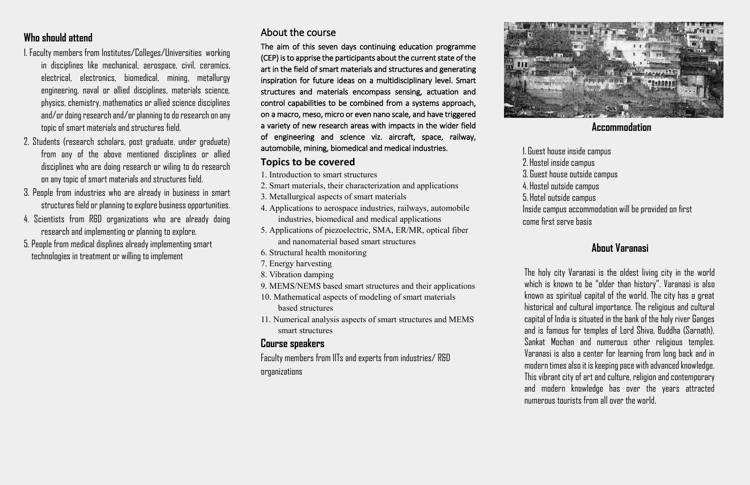## Who should attend

1. Faculty members from Institutes/Colleges/Universities working in disciplines like mechanical, aerospace, civil, ceramics, electrical, electronics, biomedical, mining, metallurgy engineering, naval or allied disciplines, materials science, physics, chemistry, mathematics or allied science disciplines and/or doing research and/or planning to do research on any topic of smart materials and structures field.
2. Students (research scholars, post graduate, under graduate) from any of the above mentioned disciplines or allied disciplines who are doing research or wiling to do research on any topic of smart materials and structures field.
3. People from industries who are already in business in smart structures field or planning to explore business opportunities.
4. Scientists from R&D organizations who are already doing research and implementing or planning to explore.
5. People from medical displines already implementing smart technologies in treatment or willing to implement

## About the course

The aim of this seven days continuing education programme (CEP) is to apprise the participants about the current state of the art in the field of smart materials and structures and generating inspiration for future ideas on a multidisciplinary level. Smart structures and materials encompass sensing, actuation and control capabilities to be combined from a systems approach, on a macro, meso, micro or even nano scale, and have triggered a variety of new research areas with impacts in the wider field of engineering and science viz. aircraft, space, railway, automobile, mining, biomedical and medical industries.

### Topics to be covered

1. Introduction to smart structures
2. Smart materials, their characterization and applications
3. Metallurgical aspects of smart materials
4. Applications to aerospace industries, railways, automobile industries, biomedical and medical applications
5. Applications of piezoelectric, SMA, ER/MR, optical fiber and nanomaterial based smart structures
6. Structural health monitoring
7. Energy harvesting
8. Vibration damping
9. MEMS/NEMS based smart structures and their applications
10. Mathematical aspects of modeling of smart materials based structures
11. Numerical analysis aspects of smart structures and MEMS smart structures

### Course speakers

Faculty members from IITs and experts from industries/ R&D organizations

## Accommodation

1. Guest house inside campus
2. Hostel inside campus
3. Guest house outside campus
4. Hostel outside campus
5. Hotel outside campus

Inside campus accommodation will be provided on first come first serve basis

## About Varanasi

The holy city Varanasi is the oldest living city in the world which is known to be "older than history". Varanasi is also known as spiritual capital of the world. The city has a great historical and cultural importance. The religious and cultural capital of India is situated in the bank of the holy river Ganges and is famous for temples of Lord Shiva, Buddha (Sarnath), Sankat Mochan and numerous other religious temples. Varanasi is also a center for learning from long back and in modern times also it is keeping pace with advanced knowledge. This vibrant city of art and culture, religion and contemporary and modern knowledge has over the years attracted numerous tourists from all over the world.